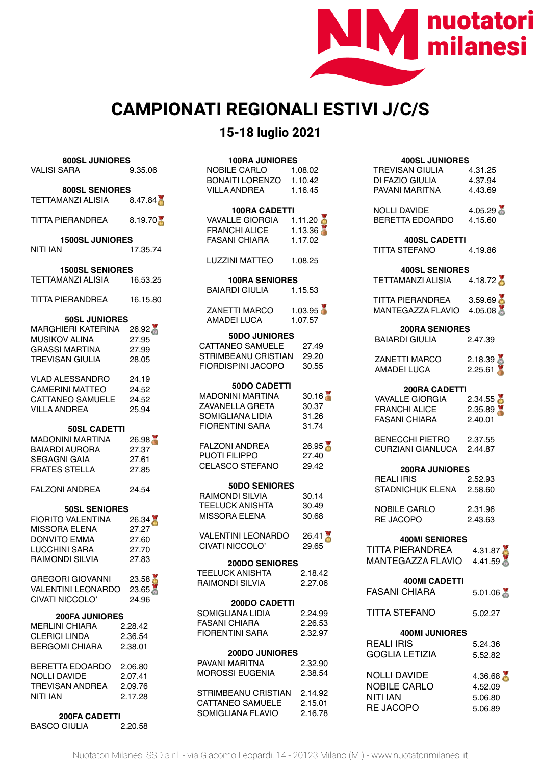# CAMPIONATI REGIONALI ESTIVI J/C/S

## 15-18 luglio 2021

### 800SL JUNIORES

| | |
|---|---|
| VALISI SARA | 9.35.06 |

### 800SL SENIORES

| | |
|---|---|
| TETTAMANZI ALISIA | 8.47.84 |
| TITTA PIERANDREA | 8.19.70 |

### 1500SL JUNIORES

| | |
|---|---|
| NITI IAN | 17.35.74 |

### 1500SL SENIORES

| | |
|---|---|
| TETTAMANZI ALISIA | 16.53.25 |
| TITTA PIERANDREA | 16.15.80 |

### 50SL JUNIORES

| | |
|---|---|
| MARGHIERI KATERINA | 26.92 |
| MUSIKOV ALINA | 27.95 |
| GRASSI MARTINA | 27.99 |
| TREVISAN GIULIA | 28.05 |
| VLAD ALESSANDRO | 24.19 |
| CAMERINI MATTEO | 24.52 |
| CATTANEO SAMUELE | 24.52 |
| VILLA ANDREA | 25.94 |

### 50SL CADETTI

| | |
|---|---|
| MADONINI MARTINA | 26.98 |
| BAIARDI AURORA | 27.37 |
| SEGAGNI GAIA | 27.61 |
| FRATES STELLA | 27.85 |
| FALZONI ANDREA | 24.54 |

### 50SL SENIORES

| | |
|---|---|
| FIORITO VALENTINA | 26.34 |
| MISSORA ELENA | 27.27 |
| DONVITO EMMA | 27.60 |
| LUCCHINI SARA | 27.70 |
| RAIMONDI SILVIA | 27.83 |
| GREGORI GIOVANNI | 23.58 |
| VALENTINI LEONARDO | 23.65 |
| CIVATI NICCOLO' | 24.96 |

### 200FA JUNIORES

| | |
|---|---|
| MERLINI CHIARA | 2.28.42 |
| CLERICI LINDA | 2.36.54 |
| BERGOMI CHIARA | 2.38.01 |
| BERETTA EDOARDO | 2.06.80 |
| NOLLI DAVIDE | 2.07.41 |
| TREVISAN ANDREA | 2.09.76 |
| NITI IAN | 2.17.28 |

### 200FA CADETTI

| | |
|---|---|
| BASCO GIULIA | 2.20.58 |

### 100RA JUNIORES

| | |
|---|---|
| NOBILE CARLO | 1.08.02 |
| BONAITI LORENZO | 1.10.42 |
| VILLA ANDREA | 1.16.45 |

### 100RA CADETTI

| | |
|---|---|
| VAVALLE GIORGIA | 1.11.20 |
| FRANCHI ALICE | 1.13.36 |
| FASANI CHIARA | 1.17.02 |
| LUZZINI MATTEO | 1.08.25 |

### 100RA SENIORES

| | |
|---|---|
| BAIARDI GIULIA | 1.15.53 |
| ZANETTI MARCO | 1.03.95 |
| AMADEI LUCA | 1.07.57 |

### 50DO JUNIORES

| | |
|---|---|
| CATTANEO SAMUELE | 27.49 |
| STRIMBEANU CRISTIAN | 29.20 |
| FIORDISPINI JACOPO | 30.55 |

### 50DO CADETTI

| | |
|---|---|
| MADONINI MARTINA | 30.16 |
| ZAVANELLA GRETA | 30.37 |
| SOMIGLIANA LIDIA | 31.26 |
| FIORENTINI SARA | 31.74 |
| FALZONI ANDREA | 26.95 |
| PUOTI FILIPPO | 27.40 |
| CELASCO STEFANO | 29.42 |

### 50DO SENIORES

| | |
|---|---|
| RAIMONDI SILVIA | 30.14 |
| TEELUCK ANISHTA | 30.49 |
| MISSORA ELENA | 30.68 |
| VALENTINI LEONARDO | 26.41 |
| CIVATI NICCOLO' | 29.65 |

### 200DO SENIORES

| | |
|---|---|
| TEELUCK ANISHTA | 2.18.42 |
| RAIMONDI SILVIA | 2.27.06 |

### 200DO CADETTI

| | |
|---|---|
| SOMIGLIANA LIDIA | 2.24.99 |
| FASANI CHIARA | 2.26.53 |
| FIORENTINI SARA | 2.32.97 |

### 200DO JUNIORES

| | |
|---|---|
| PAVANI MARITNA | 2.32.90 |
| MOROSSI EUGENIA | 2.38.54 |
| STRIMBEANU CRISTIAN | 2.14.92 |
| CATTANEO SAMUELE | 2.15.01 |
| SOMIGLIANA FLAVIO | 2.16.78 |

### 400SL JUNIORES

| | |
|---|---|
| TREVISAN GIULIA | 4.31.25 |
| DI FAZIO GIULIA | 4.37.94 |
| PAVANI MARITNA | 4.43.69 |
| NOLLI DAVIDE | 4.05.29 |
| BERETTA EDOARDO | 4.15.60 |

### 400SL CADETTI

| | |
|---|---|
| TITTA STEFANO | 4.19.86 |

### 400SL SENIORES

| | |
|---|---|
| TETTAMANZI ALISIA | 4.18.72 |
| TITTA PIERANDREA | 3.59.69 |
| MANTEGAZZA FLAVIO | 4.05.08 |

### 200RA SENIORES

| | |
|---|---|
| BAIARDI GIULIA | 2.47.39 |
| ZANETTI MARCO | 2.18.39 |
| AMADEI LUCA | 2.25.61 |

### 200RA CADETTI

| | |
|---|---|
| VAVALLE GIORGIA | 2.34.55 |
| FRANCHI ALICE | 2.35.89 |
| FASANI CHIARA | 2.40.01 |
| BENECCHI PIETRO | 2.37.55 |
| CURZIANI GIANLUCA | 2.44.87 |

### 200RA JUNIORES

| | |
|---|---|
| REALI IRIS | 2.52.93 |
| STADNICHUK ELENA | 2.58.60 |
| NOBILE CARLO | 2.31.96 |
| RE JACOPO | 2.43.63 |

### 400MI SENIORES

| | |
|---|---|
| TITTA PIERANDREA | 4.31.87 |
| MANTEGAZZA FLAVIO | 4.41.59 |

### 400MI CADETTI

| | |
|---|---|
| FASANI CHIARA | 5.01.06 |
| TITTA STEFANO | 5.02.27 |

### 400MI JUNIORES

| | |
|---|---|
| REALI IRIS | 5.24.36 |
| GOGLIA LETIZIA | 5.52.82 |
| NOLLI DAVIDE | 4.36.68 |
| NOBILE CARLO | 4.52.09 |
| NITI IAN | 5.06.80 |
| RE JACOPO | 5.06.89 |

Nuotatori Milanesi SSD a r.l. - via Giacomo Leopardi, 14 - 20123 Milano (MI) - www.nuotatorimilanesi.it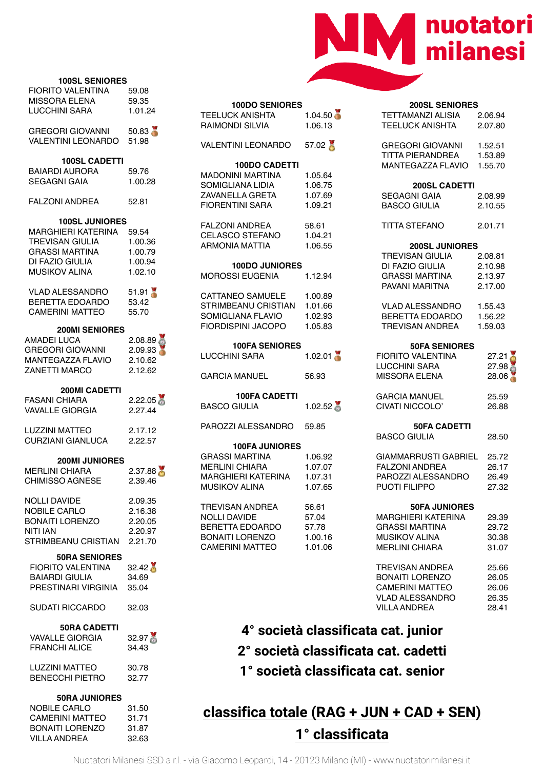**nuotatori milanesi**

### 100SL SENIORES

| | |
|---|---|
| FIORITO VALENTINA | 59.08 |
| MISSORA ELENA | 59.35 |
| LUCCHINI SARA | 1.01.24 |
| GREGORI GIOVANNI | 50.83 |
| VALENTINI LEONARDO | 51.98 |

### 100SL CADETTI

| | |
|---|---|
| BAIARDI AURORA | 59.76 |
| SEGAGNI GAIA | 1.00.28 |
| FALZONI ANDREA | 52.81 |

### 100SL JUNIORES

| | |
|---|---|
| MARGHIERI KATERINA | 59.54 |
| TREVISAN GIULIA | 1.00.36 |
| GRASSI MARTINA | 1.00.79 |
| DI FAZIO GIULIA | 1.00.94 |
| MUSIKOV ALINA | 1.02.10 |
| VLAD ALESSANDRO | 51.91 |
| BERETTA EDOARDO | 53.42 |
| CAMERINI MATTEO | 55.70 |

### 200MI SENIORES

| | |
|---|---|
| AMADEI LUCA | 2.08.89 |
| GREGORI GIOVANNI | 2.09.93 |
| MANTEGAZZA FLAVIO | 2.10.62 |
| ZANETTI MARCO | 2.12.62 |

### 200MI CADETTI

| | |
|---|---|
| FASANI CHIARA | 2.22.05 |
| VAVALLE GIORGIA | 2.27.44 |
| LUZZINI MATTEO | 2.17.12 |
| CURZIANI GIANLUCA | 2.22.57 |

### 200MI JUNIORES

| | |
|---|---|
| MERLINI CHIARA | 2.37.88 |
| CHIMISSO AGNESE | 2.39.46 |
| NOLLI DAVIDE | 2.09.35 |
| NOBILE CARLO | 2.16.38 |
| BONAITI LORENZO | 2.20.05 |
| NITI IAN | 2.20.97 |
| STRIMBEANU CRISTIAN | 2.21.70 |

### 50RA SENIORES

| | |
|---|---|
| FIORITO VALENTINA | 32.42 |
| BAIARDI GIULIA | 34.69 |
| PRESTINARI VIRGINIA | 35.04 |
| SUDATI RICCARDO | 32.03 |

### 50RA CADETTI

| | |
|---|---|
| VAVALLE GIORGIA | 32.97 |
| FRANCHI ALICE | 34.43 |
| LUZZINI MATTEO | 30.78 |
| BENECCHI PIETRO | 32.77 |

### 50RA JUNIORES

| | |
|---|---|
| NOBILE CARLO | 31.50 |
| CAMERINI MATTEO | 31.71 |
| BONAITI LORENZO | 31.87 |
| VILLA ANDREA | 32.63 |

### 100DO SENIORES

| | |
|---|---|
| TEELUCK ANISHTA | 1.04.50 |
| RAIMONDI SILVIA | 1.06.13 |
| VALENTINI LEONARDO | 57.02 |

### 100DO CADETTI

| | |
|---|---|
| MADONINI MARTINA | 1.05.64 |
| SOMIGLIANA LIDIA | 1.06.75 |
| ZAVANELLA GRETA | 1.07.69 |
| FIORENTINI SARA | 1.09.21 |
| FALZONI ANDREA | 58.61 |
| CELASCO STEFANO | 1.04.21 |
| ARMONIA MATTIA | 1.06.55 |

### 100DO JUNIORES

| | |
|---|---|
| MOROSSI EUGENIA | 1.12.94 |
| CATTANEO SAMUELE | 1.00.89 |
| STRIMBEANU CRISTIAN | 1.01.66 |
| SOMIGLIANA FLAVIO | 1.02.93 |
| FIORDISPINI JACOPO | 1.05.83 |

### 100FA SENIORES

| | |
|---|---|
| LUCCHINI SARA | 1.02.01 |
| GARCIA MANUEL | 56.93 |

### 100FA CADETTI

| | |
|---|---|
| BASCO GIULIA | 1.02.52 |
| PAROZZI ALESSANDRO | 59.85 |

### 100FA JUNIORES

| | |
|---|---|
| GRASSI MARTINA | 1.06.92 |
| MERLINI CHIARA | 1.07.07 |
| MARGHIERI KATERINA | 1.07.31 |
| MUSIKOV ALINA | 1.07.65 |
| TREVISAN ANDREA | 56.61 |
| NOLLI DAVIDE | 57.04 |
| BERETTA EDOARDO | 57.78 |
| BONAITI LORENZO | 1.00.16 |
| CAMERINI MATTEO | 1.01.06 |

### 200SL SENIORES

| | |
|---|---|
| TETTAMANZI ALISIA | 2.06.94 |
| TEELUCK ANISHTA | 2.07.80 |
| GREGORI GIOVANNI | 1.52.51 |
| TITTA PIERANDREA | 1.53.89 |
| MANTEGAZZA FLAVIO | 1.55.70 |

### 200SL CADETTI

| | |
|---|---|
| SEGAGNI GAIA | 2.08.99 |
| BASCO GIULIA | 2.10.55 |
| TITTA STEFANO | 2.01.71 |

### 200SL JUNIORES

| | |
|---|---|
| TREVISAN GIULIA | 2.08.81 |
| DI FAZIO GIULIA | 2.10.98 |
| GRASSI MARTINA | 2.13.97 |
| PAVANI MARITNA | 2.17.00 |
| VLAD ALESSANDRO | 1.55.43 |
| BERETTA EDOARDO | 1.56.22 |
| TREVISAN ANDREA | 1.59.03 |

### 50FA SENIORES

| | |
|---|---|
| FIORITO VALENTINA | 27.21 |
| LUCCHINI SARA | 27.98 |
| MISSORA ELENA | 28.06 |
| GARCIA MANUEL | 25.59 |
| CIVATI NICCOLO' | 26.88 |

### 50FA CADETTI

| | |
|---|---|
| BASCO GIULIA | 28.50 |
| GIAMMARRUSTI GABRIEL | 25.72 |
| FALZONI ANDREA | 26.17 |
| PAROZZI ALESSANDRO | 26.49 |
| PUOTI FILIPPO | 27.32 |

### 50FA JUNIORES

| | |
|---|---|
| MARGHIERI KATERINA | 29.39 |
| GRASSI MARTINA | 29.72 |
| MUSIKOV ALINA | 30.38 |
| MERLINI CHIARA | 31.07 |
| TREVISAN ANDREA | 25.66 |
| BONAITI LORENZO | 26.05 |
| CAMERINI MATTEO | 26.06 |
| VLAD ALESSANDRO | 26.35 |
| VILLA ANDREA | 28.41 |

**4° società classificata cat. junior**

**2° società classificata cat. cadetti**

**1° società classificata cat. senior**

**classifica totale (RAG + JUN + CAD + SEN)**

**1° classificata**

Nuotatori Milanesi SSD a r.l. - via Giacomo Leopardi, 14 - 20123 Milano (MI) - www.nuotatorimilanesi.it